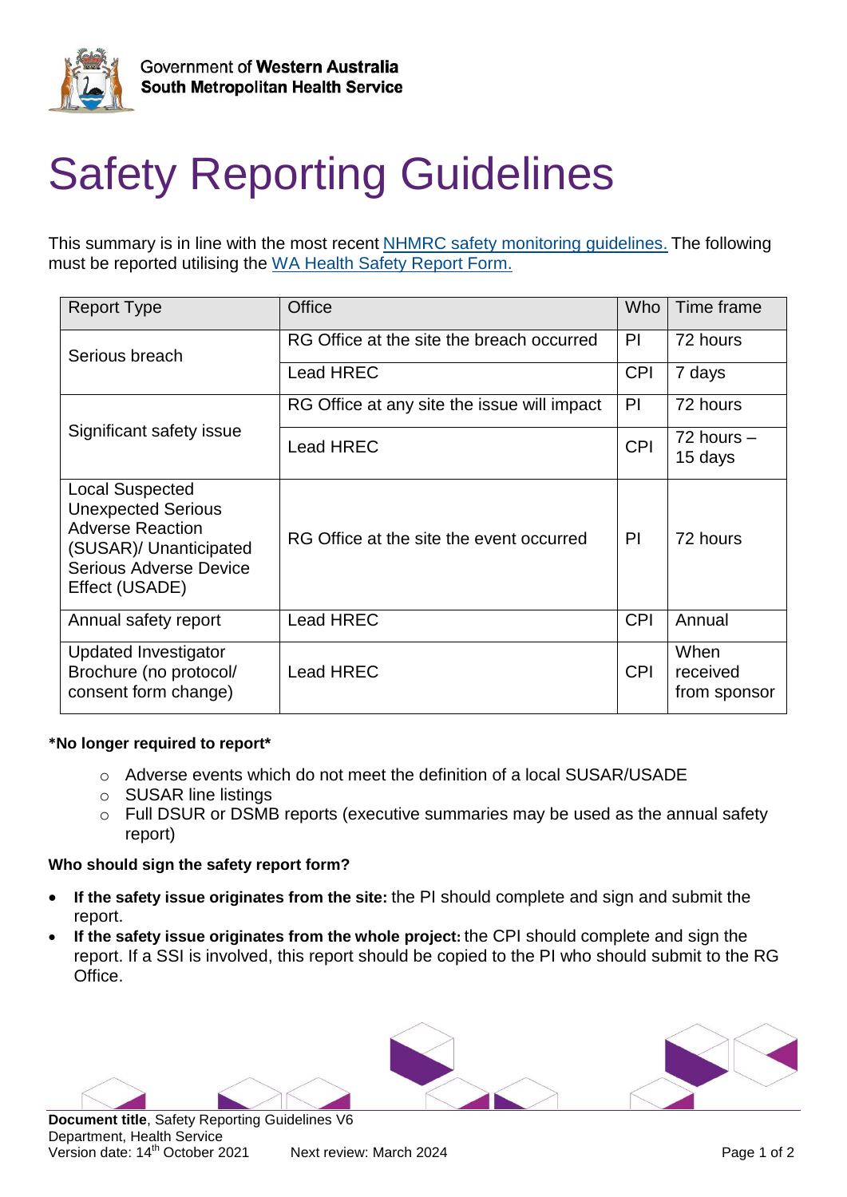# Safety Reporting Guidelines

This summary is in line with the most recent [NHMRC safety monitoring guidelines.](#) The following must be reported utilising the [WA Health Safety Report Form.](#)

| Report Type | Office | Who | Time frame |
|---|---|---|---|
| Serious breach | RG Office at the site the breach occurred | PI | 72 hours |
| | Lead HREC | CPI | 7 days |
| Significant safety issue | RG Office at any site the issue will impact | PI | 72 hours |
| | Lead HREC | CPI | 72 hours – 15 days |
| Local Suspected Unexpected Serious Adverse Reaction (SUSAR)/ Unanticipated Serious Adverse Device Effect (USADE) | RG Office at the site the event occurred | PI | 72 hours |
| Annual safety report | Lead HREC | CPI | Annual |
| Updated Investigator Brochure (no protocol/ consent form change) | Lead HREC | CPI | When received from sponsor |

**\*No longer required to report\***

- Adverse events which do not meet the definition of a local SUSAR/USADE
- SUSAR line listings
- Full DSUR or DSMB reports (executive summaries may be used as the annual safety report)

**Who should sign the safety report form?**

- **If the safety issue originates from the site:** the PI should complete and sign and submit the report.
- **If the safety issue originates from the whole project:** the CPI should complete and sign the report. If a SSI is involved, this report should be copied to the PI who should submit to the RG Office.

**Document title**, Safety Reporting Guidelines V6
Department, Health Service
Version date: 14th October 2021 Next review: March 2024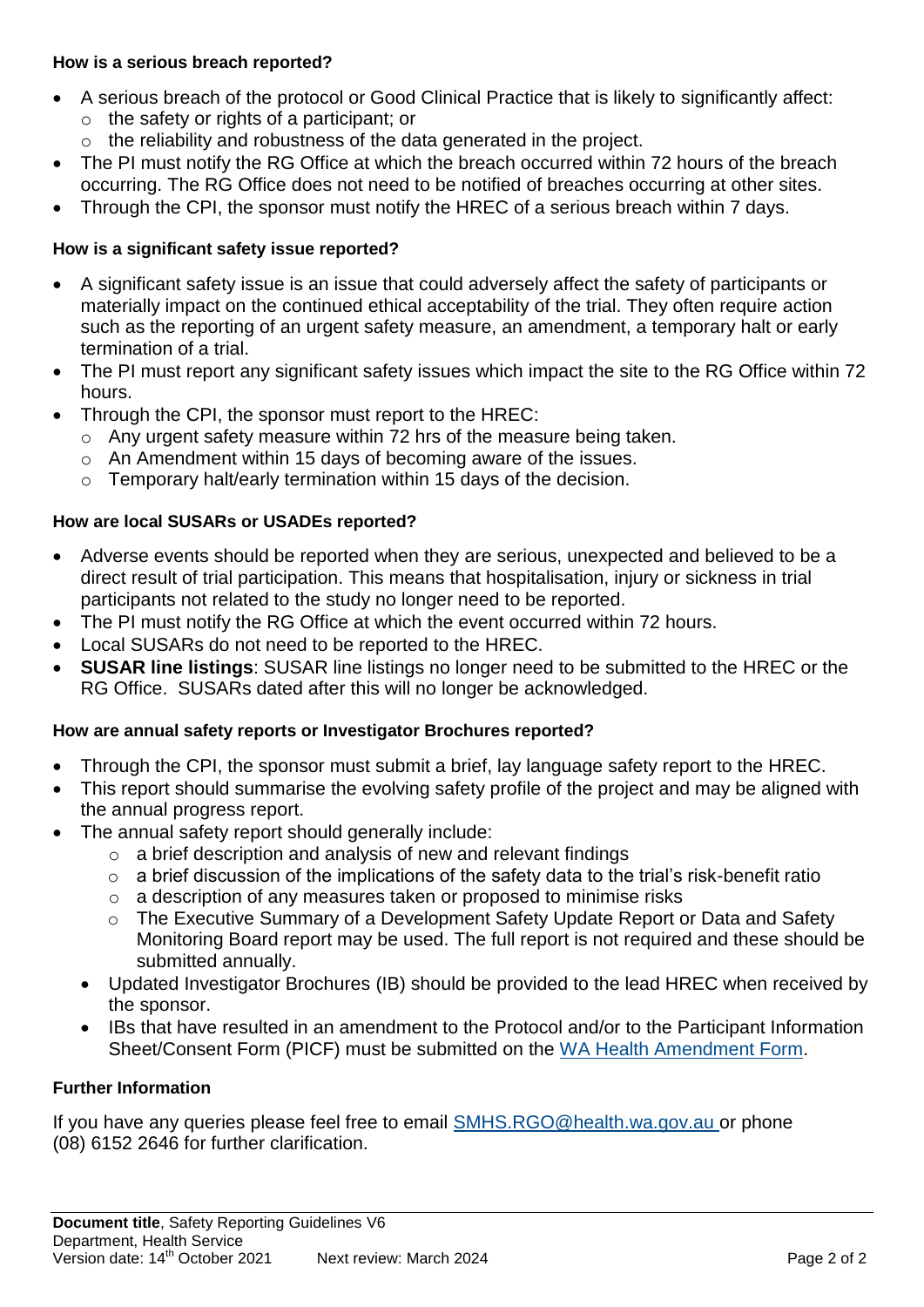**How is a serious breach reported?**

- A serious breach of the protocol or Good Clinical Practice that is likely to significantly affect:
  - the safety or rights of a participant; or
  - the reliability and robustness of the data generated in the project.
- The PI must notify the RG Office at which the breach occurred within 72 hours of the breach occurring. The RG Office does not need to be notified of breaches occurring at other sites.
- Through the CPI, the sponsor must notify the HREC of a serious breach within 7 days.

**How is a significant safety issue reported?**

- A significant safety issue is an issue that could adversely affect the safety of participants or materially impact on the continued ethical acceptability of the trial. They often require action such as the reporting of an urgent safety measure, an amendment, a temporary halt or early termination of a trial.
- The PI must report any significant safety issues which impact the site to the RG Office within 72 hours.
- Through the CPI, the sponsor must report to the HREC:
  - Any urgent safety measure within 72 hrs of the measure being taken.
  - An Amendment within 15 days of becoming aware of the issues.
  - Temporary halt/early termination within 15 days of the decision.

**How are local SUSARs or USADEs reported?**

- Adverse events should be reported when they are serious, unexpected and believed to be a direct result of trial participation. This means that hospitalisation, injury or sickness in trial participants not related to the study no longer need to be reported.
- The PI must notify the RG Office at which the event occurred within 72 hours.
- Local SUSARs do not need to be reported to the HREC.
- **SUSAR line listings**: SUSAR line listings no longer need to be submitted to the HREC or the RG Office. SUSARs dated after this will no longer be acknowledged.

**How are annual safety reports or Investigator Brochures reported?**

- Through the CPI, the sponsor must submit a brief, lay language safety report to the HREC.
- This report should summarise the evolving safety profile of the project and may be aligned with the annual progress report.
- The annual safety report should generally include:
  - a brief description and analysis of new and relevant findings
  - a brief discussion of the implications of the safety data to the trial's risk-benefit ratio
  - a description of any measures taken or proposed to minimise risks
  - The Executive Summary of a Development Safety Update Report or Data and Safety Monitoring Board report may be used. The full report is not required and these should be submitted annually.
  - Updated Investigator Brochures (IB) should be provided to the lead HREC when received by the sponsor.
  - IBs that have resulted in an amendment to the Protocol and/or to the Participant Information Sheet/Consent Form (PICF) must be submitted on the WA Health Amendment Form.

**Further Information**

If you have any queries please feel free to email SMHS.RGO@health.wa.gov.au or phone (08) 6152 2646 for further clarification.

**Document title**, Safety Reporting Guidelines V6
Department, Health Service
Version date: 14th October 2021 Next review: March 2024